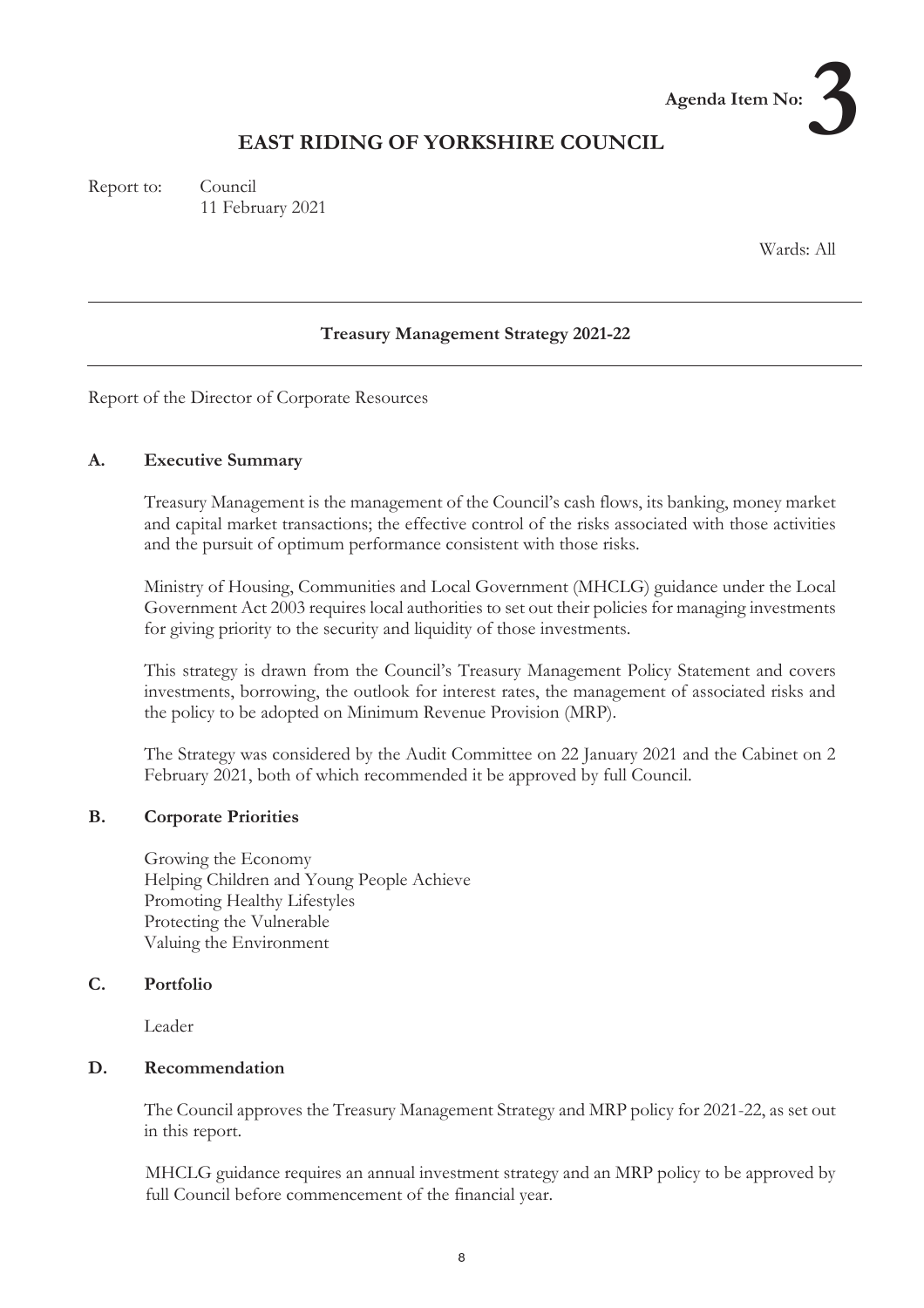Agenda Item No: **3**

# EAST RIDING OF YORKSHIRE COUNCIL

Report to: Council
11 February 2021

Wards: All

---

**Treasury Management Strategy 2021-22**

---

Report of the Director of Corporate Resources

## A. Executive Summary

Treasury Management is the management of the Council's cash flows, its banking, money market and capital market transactions; the effective control of the risks associated with those activities and the pursuit of optimum performance consistent with those risks.

Ministry of Housing, Communities and Local Government (MHCLG) guidance under the Local Government Act 2003 requires local authorities to set out their policies for managing investments for giving priority to the security and liquidity of those investments.

This strategy is drawn from the Council's Treasury Management Policy Statement and covers investments, borrowing, the outlook for interest rates, the management of associated risks and the policy to be adopted on Minimum Revenue Provision (MRP).

The Strategy was considered by the Audit Committee on 22 January 2021 and the Cabinet on 2 February 2021, both of which recommended it be approved by full Council.

## B. Corporate Priorities

Growing the Economy
Helping Children and Young People Achieve
Promoting Healthy Lifestyles
Protecting the Vulnerable
Valuing the Environment

## C. Portfolio

Leader

## D. Recommendation

The Council approves the Treasury Management Strategy and MRP policy for 2021-22, as set out in this report.

MHCLG guidance requires an annual investment strategy and an MRP policy to be approved by full Council before commencement of the financial year.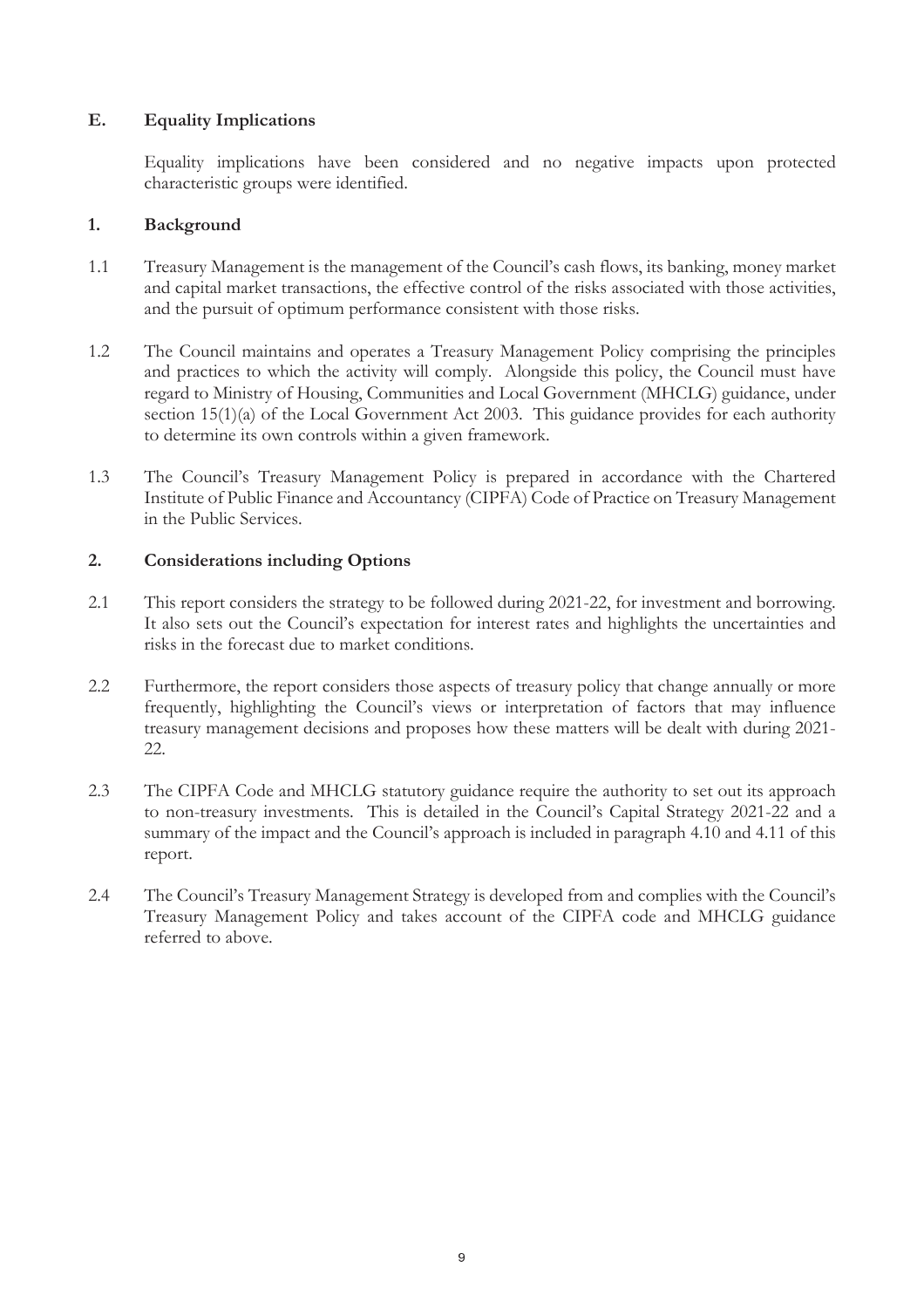## E. Equality Implications

Equality implications have been considered and no negative impacts upon protected characteristic groups were identified.

## 1. Background

1.1 Treasury Management is the management of the Council's cash flows, its banking, money market and capital market transactions, the effective control of the risks associated with those activities, and the pursuit of optimum performance consistent with those risks.

1.2 The Council maintains and operates a Treasury Management Policy comprising the principles and practices to which the activity will comply. Alongside this policy, the Council must have regard to Ministry of Housing, Communities and Local Government (MHCLG) guidance, under section 15(1)(a) of the Local Government Act 2003. This guidance provides for each authority to determine its own controls within a given framework.

1.3 The Council's Treasury Management Policy is prepared in accordance with the Chartered Institute of Public Finance and Accountancy (CIPFA) Code of Practice on Treasury Management in the Public Services.

## 2. Considerations including Options

2.1 This report considers the strategy to be followed during 2021-22, for investment and borrowing. It also sets out the Council's expectation for interest rates and highlights the uncertainties and risks in the forecast due to market conditions.

2.2 Furthermore, the report considers those aspects of treasury policy that change annually or more frequently, highlighting the Council's views or interpretation of factors that may influence treasury management decisions and proposes how these matters will be dealt with during 2021-22.

2.3 The CIPFA Code and MHCLG statutory guidance require the authority to set out its approach to non-treasury investments. This is detailed in the Council's Capital Strategy 2021-22 and a summary of the impact and the Council's approach is included in paragraph 4.10 and 4.11 of this report.

2.4 The Council's Treasury Management Strategy is developed from and complies with the Council's Treasury Management Policy and takes account of the CIPFA code and MHCLG guidance referred to above.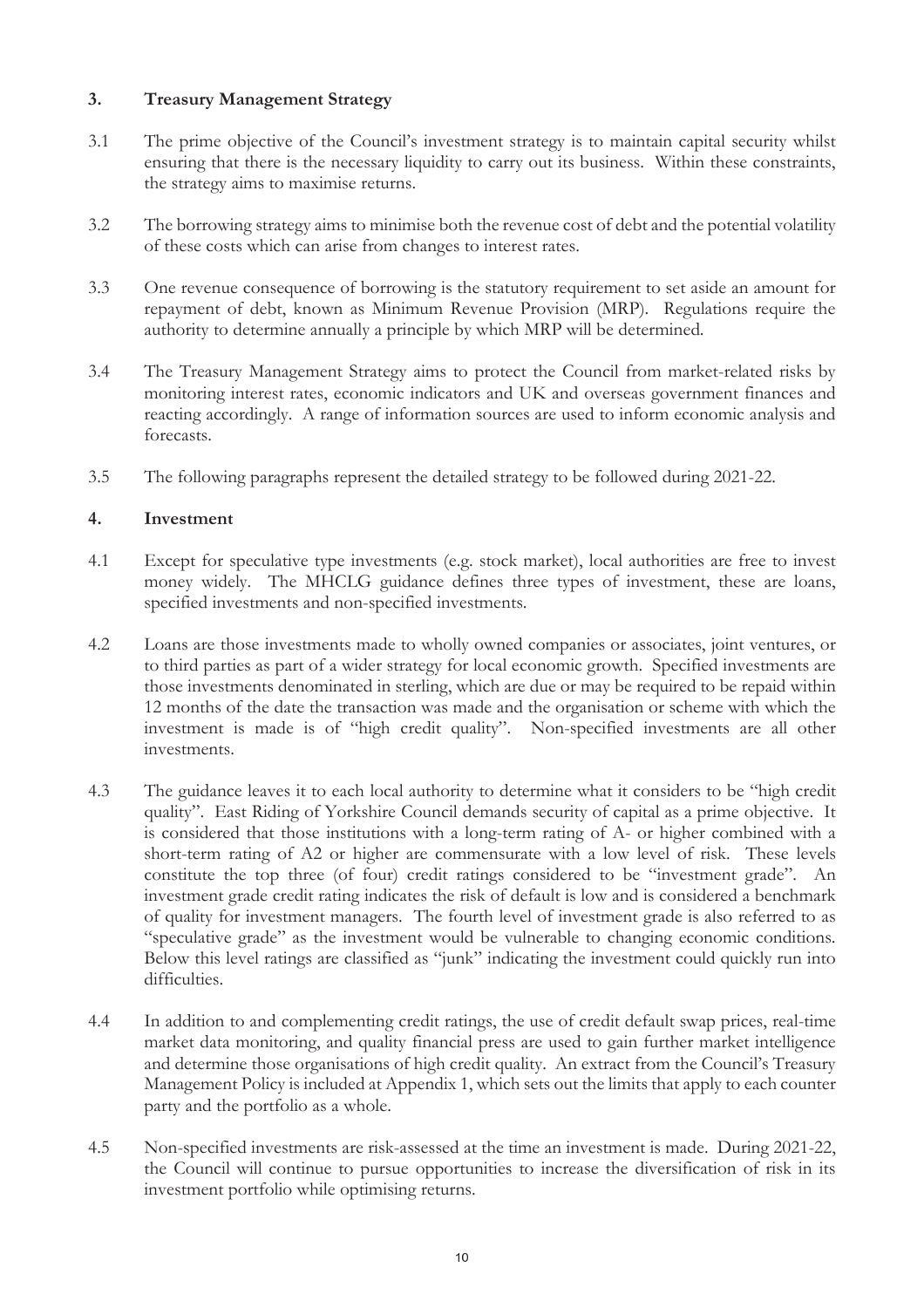## 3. Treasury Management Strategy

3.1 The prime objective of the Council's investment strategy is to maintain capital security whilst ensuring that there is the necessary liquidity to carry out its business. Within these constraints, the strategy aims to maximise returns.

3.2 The borrowing strategy aims to minimise both the revenue cost of debt and the potential volatility of these costs which can arise from changes to interest rates.

3.3 One revenue consequence of borrowing is the statutory requirement to set aside an amount for repayment of debt, known as Minimum Revenue Provision (MRP). Regulations require the authority to determine annually a principle by which MRP will be determined.

3.4 The Treasury Management Strategy aims to protect the Council from market-related risks by monitoring interest rates, economic indicators and UK and overseas government finances and reacting accordingly. A range of information sources are used to inform economic analysis and forecasts.

3.5 The following paragraphs represent the detailed strategy to be followed during 2021-22.

## 4. Investment

4.1 Except for speculative type investments (e.g. stock market), local authorities are free to invest money widely. The MHCLG guidance defines three types of investment, these are loans, specified investments and non-specified investments.

4.2 Loans are those investments made to wholly owned companies or associates, joint ventures, or to third parties as part of a wider strategy for local economic growth. Specified investments are those investments denominated in sterling, which are due or may be required to be repaid within 12 months of the date the transaction was made and the organisation or scheme with which the investment is made is of "high credit quality". Non-specified investments are all other investments.

4.3 The guidance leaves it to each local authority to determine what it considers to be "high credit quality". East Riding of Yorkshire Council demands security of capital as a prime objective. It is considered that those institutions with a long-term rating of A- or higher combined with a short-term rating of A2 or higher are commensurate with a low level of risk. These levels constitute the top three (of four) credit ratings considered to be "investment grade". An investment grade credit rating indicates the risk of default is low and is considered a benchmark of quality for investment managers. The fourth level of investment grade is also referred to as "speculative grade" as the investment would be vulnerable to changing economic conditions. Below this level ratings are classified as "junk" indicating the investment could quickly run into difficulties.

4.4 In addition to and complementing credit ratings, the use of credit default swap prices, real-time market data monitoring, and quality financial press are used to gain further market intelligence and determine those organisations of high credit quality. An extract from the Council's Treasury Management Policy is included at Appendix 1, which sets out the limits that apply to each counter party and the portfolio as a whole.

4.5 Non-specified investments are risk-assessed at the time an investment is made. During 2021-22, the Council will continue to pursue opportunities to increase the diversification of risk in its investment portfolio while optimising returns.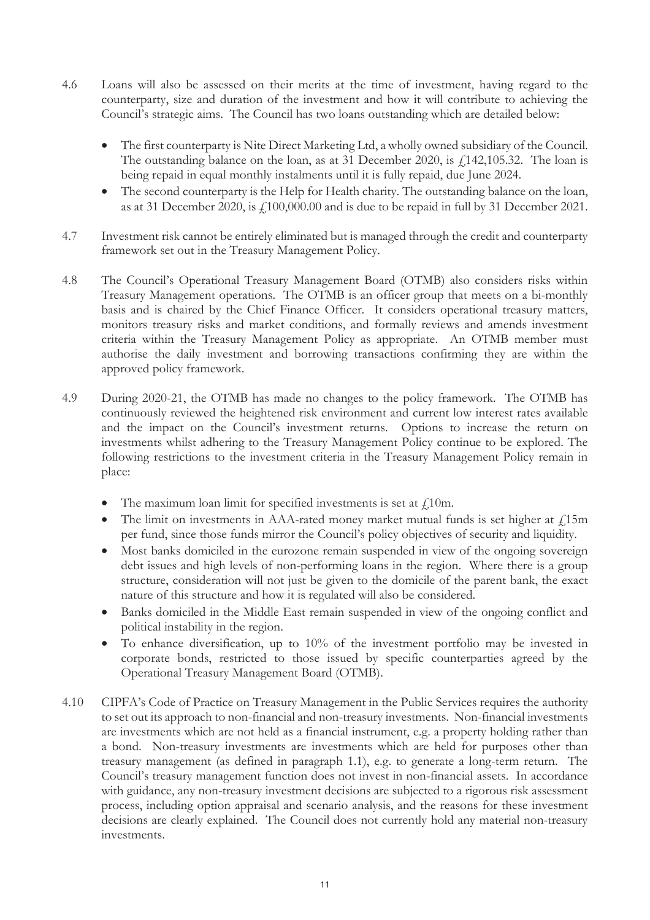4.6 Loans will also be assessed on their merits at the time of investment, having regard to the counterparty, size and duration of the investment and how it will contribute to achieving the Council's strategic aims. The Council has two loans outstanding which are detailed below:

- The first counterparty is Nite Direct Marketing Ltd, a wholly owned subsidiary of the Council. The outstanding balance on the loan, as at 31 December 2020, is £142,105.32. The loan is being repaid in equal monthly instalments until it is fully repaid, due June 2024.
- The second counterparty is the Help for Health charity. The outstanding balance on the loan, as at 31 December 2020, is £100,000.00 and is due to be repaid in full by 31 December 2021.

4.7 Investment risk cannot be entirely eliminated but is managed through the credit and counterparty framework set out in the Treasury Management Policy.

4.8 The Council's Operational Treasury Management Board (OTMB) also considers risks within Treasury Management operations. The OTMB is an officer group that meets on a bi-monthly basis and is chaired by the Chief Finance Officer. It considers operational treasury matters, monitors treasury risks and market conditions, and formally reviews and amends investment criteria within the Treasury Management Policy as appropriate. An OTMB member must authorise the daily investment and borrowing transactions confirming they are within the approved policy framework.

4.9 During 2020-21, the OTMB has made no changes to the policy framework. The OTMB has continuously reviewed the heightened risk environment and current low interest rates available and the impact on the Council's investment returns. Options to increase the return on investments whilst adhering to the Treasury Management Policy continue to be explored. The following restrictions to the investment criteria in the Treasury Management Policy remain in place:

- The maximum loan limit for specified investments is set at £10m.
- The limit on investments in AAA-rated money market mutual funds is set higher at £15m per fund, since those funds mirror the Council's policy objectives of security and liquidity.
- Most banks domiciled in the eurozone remain suspended in view of the ongoing sovereign debt issues and high levels of non-performing loans in the region. Where there is a group structure, consideration will not just be given to the domicile of the parent bank, the exact nature of this structure and how it is regulated will also be considered.
- Banks domiciled in the Middle East remain suspended in view of the ongoing conflict and political instability in the region.
- To enhance diversification, up to 10% of the investment portfolio may be invested in corporate bonds, restricted to those issued by specific counterparties agreed by the Operational Treasury Management Board (OTMB).

4.10 CIPFA's Code of Practice on Treasury Management in the Public Services requires the authority to set out its approach to non-financial and non-treasury investments. Non-financial investments are investments which are not held as a financial instrument, e.g. a property holding rather than a bond. Non-treasury investments are investments which are held for purposes other than treasury management (as defined in paragraph 1.1), e.g. to generate a long-term return. The Council's treasury management function does not invest in non-financial assets. In accordance with guidance, any non-treasury investment decisions are subjected to a rigorous risk assessment process, including option appraisal and scenario analysis, and the reasons for these investment decisions are clearly explained. The Council does not currently hold any material non-treasury investments.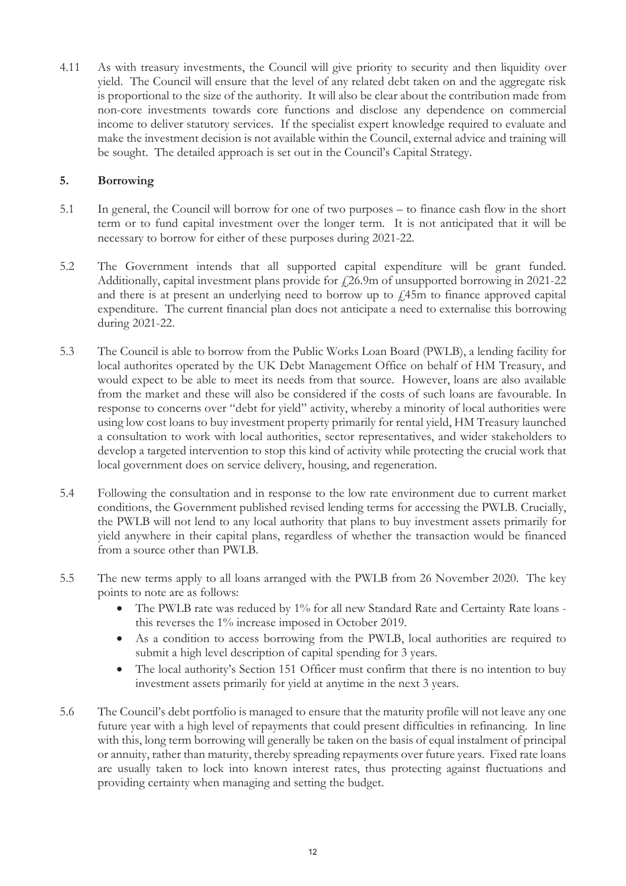4.11 As with treasury investments, the Council will give priority to security and then liquidity over yield. The Council will ensure that the level of any related debt taken on and the aggregate risk is proportional to the size of the authority. It will also be clear about the contribution made from non-core investments towards core functions and disclose any dependence on commercial income to deliver statutory services. If the specialist expert knowledge required to evaluate and make the investment decision is not available within the Council, external advice and training will be sought. The detailed approach is set out in the Council's Capital Strategy.

## 5. Borrowing

5.1 In general, the Council will borrow for one of two purposes – to finance cash flow in the short term or to fund capital investment over the longer term. It is not anticipated that it will be necessary to borrow for either of these purposes during 2021-22.

5.2 The Government intends that all supported capital expenditure will be grant funded. Additionally, capital investment plans provide for £26.9m of unsupported borrowing in 2021-22 and there is at present an underlying need to borrow up to £45m to finance approved capital expenditure. The current financial plan does not anticipate a need to externalise this borrowing during 2021-22.

5.3 The Council is able to borrow from the Public Works Loan Board (PWLB), a lending facility for local authorites operated by the UK Debt Management Office on behalf of HM Treasury, and would expect to be able to meet its needs from that source. However, loans are also available from the market and these will also be considered if the costs of such loans are favourable. In response to concerns over "debt for yield" activity, whereby a minority of local authorities were using low cost loans to buy investment property primarily for rental yield, HM Treasury launched a consultation to work with local authorities, sector representatives, and wider stakeholders to develop a targeted intervention to stop this kind of activity while protecting the crucial work that local government does on service delivery, housing, and regeneration.

5.4 Following the consultation and in response to the low rate environment due to current market conditions, the Government published revised lending terms for accessing the PWLB. Crucially, the PWLB will not lend to any local authority that plans to buy investment assets primarily for yield anywhere in their capital plans, regardless of whether the transaction would be financed from a source other than PWLB.

5.5 The new terms apply to all loans arranged with the PWLB from 26 November 2020. The key points to note are as follows:

- The PWLB rate was reduced by 1% for all new Standard Rate and Certainty Rate loans - this reverses the 1% increase imposed in October 2019.
- As a condition to access borrowing from the PWLB, local authorities are required to submit a high level description of capital spending for 3 years.
- The local authority's Section 151 Officer must confirm that there is no intention to buy investment assets primarily for yield at anytime in the next 3 years.

5.6 The Council's debt portfolio is managed to ensure that the maturity profile will not leave any one future year with a high level of repayments that could present difficulties in refinancing. In line with this, long term borrowing will generally be taken on the basis of equal instalment of principal or annuity, rather than maturity, thereby spreading repayments over future years. Fixed rate loans are usually taken to lock into known interest rates, thus protecting against fluctuations and providing certainty when managing and setting the budget.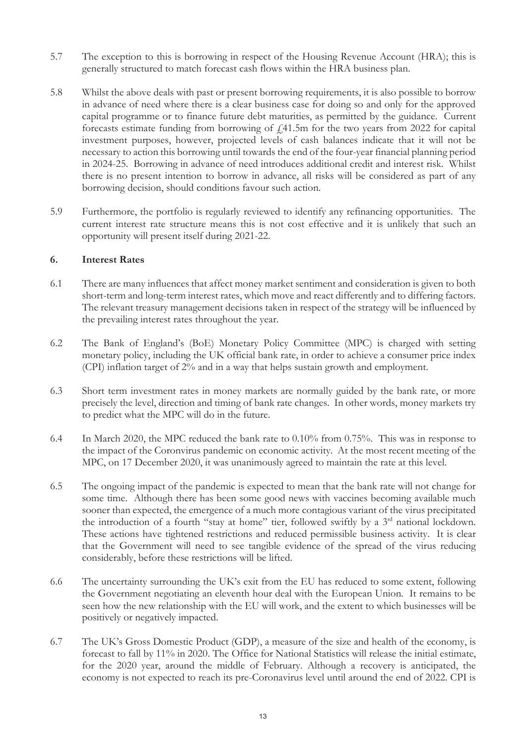5.7 The exception to this is borrowing in respect of the Housing Revenue Account (HRA); this is generally structured to match forecast cash flows within the HRA business plan.

5.8 Whilst the above deals with past or present borrowing requirements, it is also possible to borrow in advance of need where there is a clear business case for doing so and only for the approved capital programme or to finance future debt maturities, as permitted by the guidance. Current forecasts estimate funding from borrowing of £41.5m for the two years from 2022 for capital investment purposes, however, projected levels of cash balances indicate that it will not be necessary to action this borrowing until towards the end of the four-year financial planning period in 2024-25. Borrowing in advance of need introduces additional credit and interest risk. Whilst there is no present intention to borrow in advance, all risks will be considered as part of any borrowing decision, should conditions favour such action.

5.9 Furthermore, the portfolio is regularly reviewed to identify any refinancing opportunities. The current interest rate structure means this is not cost effective and it is unlikely that such an opportunity will present itself during 2021-22.

## 6. Interest Rates

6.1 There are many influences that affect money market sentiment and consideration is given to both short-term and long-term interest rates, which move and react differently and to differing factors. The relevant treasury management decisions taken in respect of the strategy will be influenced by the prevailing interest rates throughout the year.

6.2 The Bank of England's (BoE) Monetary Policy Committee (MPC) is charged with setting monetary policy, including the UK official bank rate, in order to achieve a consumer price index (CPI) inflation target of 2% and in a way that helps sustain growth and employment.

6.3 Short term investment rates in money markets are normally guided by the bank rate, or more precisely the level, direction and timing of bank rate changes. In other words, money markets try to predict what the MPC will do in the future.

6.4 In March 2020, the MPC reduced the bank rate to 0.10% from 0.75%. This was in response to the impact of the Coronvirus pandemic on economic activity. At the most recent meeting of the MPC, on 17 December 2020, it was unanimously agreed to maintain the rate at this level.

6.5 The ongoing impact of the pandemic is expected to mean that the bank rate will not change for some time. Although there has been some good news with vaccines becoming available much sooner than expected, the emergence of a much more contagious variant of the virus precipitated the introduction of a fourth "stay at home" tier, followed swiftly by a 3rd national lockdown. These actions have tightened restrictions and reduced permissible business activity. It is clear that the Government will need to see tangible evidence of the spread of the virus reducing considerably, before these restrictions will be lifted.

6.6 The uncertainty surrounding the UK's exit from the EU has reduced to some extent, following the Government negotiating an eleventh hour deal with the European Union. It remains to be seen how the new relationship with the EU will work, and the extent to which businesses will be positively or negatively impacted.

6.7 The UK's Gross Domestic Product (GDP), a measure of the size and health of the economy, is forecast to fall by 11% in 2020. The Office for National Statistics will release the initial estimate, for the 2020 year, around the middle of February. Although a recovery is anticipated, the economy is not expected to reach its pre-Coronavirus level until around the end of 2022. CPI is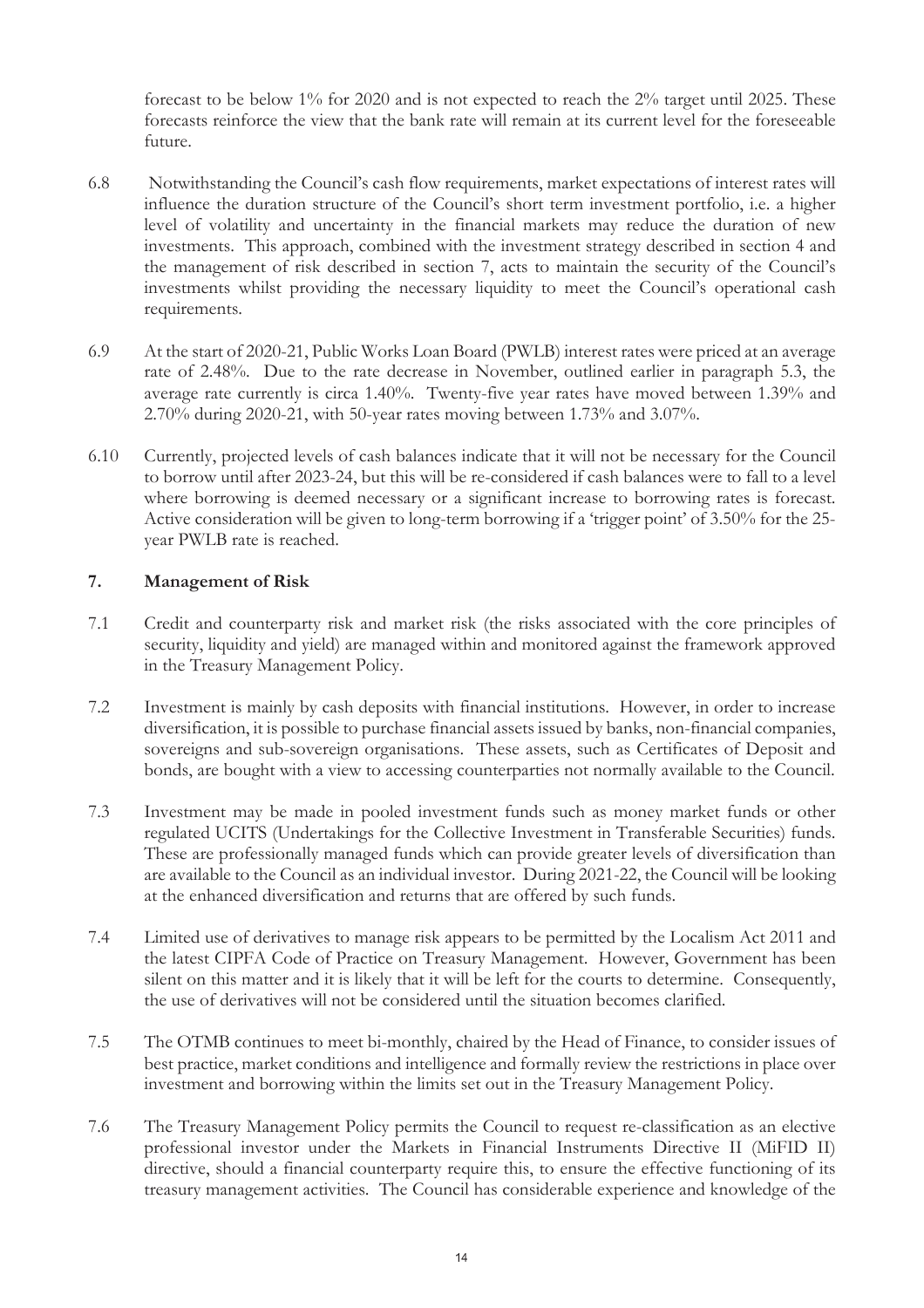forecast to be below 1% for 2020 and is not expected to reach the 2% target until 2025. These forecasts reinforce the view that the bank rate will remain at its current level for the foreseeable future.

6.8 Notwithstanding the Council's cash flow requirements, market expectations of interest rates will influence the duration structure of the Council's short term investment portfolio, i.e. a higher level of volatility and uncertainty in the financial markets may reduce the duration of new investments. This approach, combined with the investment strategy described in section 4 and the management of risk described in section 7, acts to maintain the security of the Council's investments whilst providing the necessary liquidity to meet the Council's operational cash requirements.

6.9 At the start of 2020-21, Public Works Loan Board (PWLB) interest rates were priced at an average rate of 2.48%. Due to the rate decrease in November, outlined earlier in paragraph 5.3, the average rate currently is circa 1.40%. Twenty-five year rates have moved between 1.39% and 2.70% during 2020-21, with 50-year rates moving between 1.73% and 3.07%.

6.10 Currently, projected levels of cash balances indicate that it will not be necessary for the Council to borrow until after 2023-24, but this will be re-considered if cash balances were to fall to a level where borrowing is deemed necessary or a significant increase to borrowing rates is forecast. Active consideration will be given to long-term borrowing if a 'trigger point' of 3.50% for the 25-year PWLB rate is reached.

## 7. Management of Risk

7.1 Credit and counterparty risk and market risk (the risks associated with the core principles of security, liquidity and yield) are managed within and monitored against the framework approved in the Treasury Management Policy.

7.2 Investment is mainly by cash deposits with financial institutions. However, in order to increase diversification, it is possible to purchase financial assets issued by banks, non-financial companies, sovereigns and sub-sovereign organisations. These assets, such as Certificates of Deposit and bonds, are bought with a view to accessing counterparties not normally available to the Council.

7.3 Investment may be made in pooled investment funds such as money market funds or other regulated UCITS (Undertakings for the Collective Investment in Transferable Securities) funds. These are professionally managed funds which can provide greater levels of diversification than are available to the Council as an individual investor. During 2021-22, the Council will be looking at the enhanced diversification and returns that are offered by such funds.

7.4 Limited use of derivatives to manage risk appears to be permitted by the Localism Act 2011 and the latest CIPFA Code of Practice on Treasury Management. However, Government has been silent on this matter and it is likely that it will be left for the courts to determine. Consequently, the use of derivatives will not be considered until the situation becomes clarified.

7.5 The OTMB continues to meet bi-monthly, chaired by the Head of Finance, to consider issues of best practice, market conditions and intelligence and formally review the restrictions in place over investment and borrowing within the limits set out in the Treasury Management Policy.

7.6 The Treasury Management Policy permits the Council to request re-classification as an elective professional investor under the Markets in Financial Instruments Directive II (MiFID II) directive, should a financial counterparty require this, to ensure the effective functioning of its treasury management activities. The Council has considerable experience and knowledge of the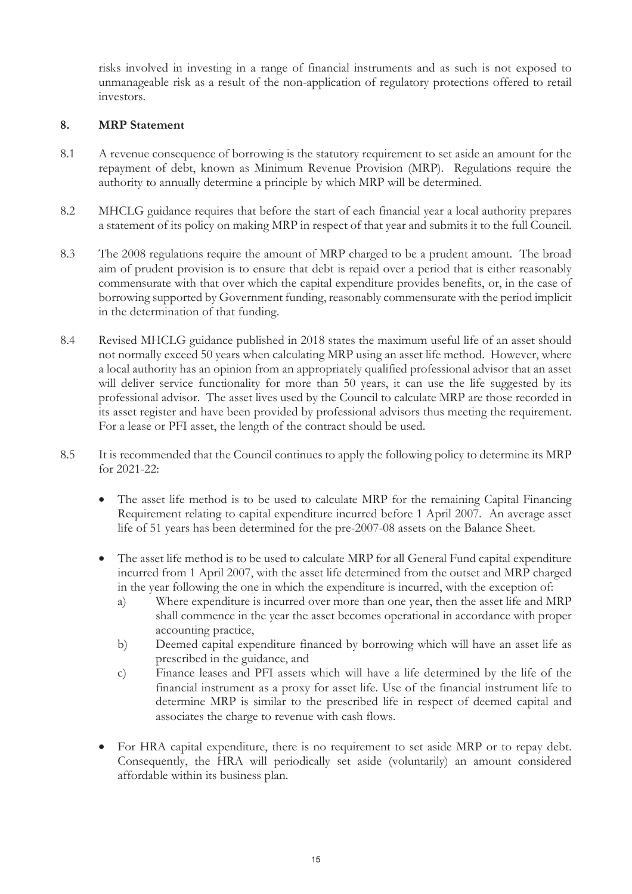risks involved in investing in a range of financial instruments and as such is not exposed to unmanageable risk as a result of the non-application of regulatory protections offered to retail investors.

## 8. MRP Statement

8.1 A revenue consequence of borrowing is the statutory requirement to set aside an amount for the repayment of debt, known as Minimum Revenue Provision (MRP). Regulations require the authority to annually determine a principle by which MRP will be determined.

8.2 MHCLG guidance requires that before the start of each financial year a local authority prepares a statement of its policy on making MRP in respect of that year and submits it to the full Council.

8.3 The 2008 regulations require the amount of MRP charged to be a prudent amount. The broad aim of prudent provision is to ensure that debt is repaid over a period that is either reasonably commensurate with that over which the capital expenditure provides benefits, or, in the case of borrowing supported by Government funding, reasonably commensurate with the period implicit in the determination of that funding.

8.4 Revised MHCLG guidance published in 2018 states the maximum useful life of an asset should not normally exceed 50 years when calculating MRP using an asset life method. However, where a local authority has an opinion from an appropriately qualified professional advisor that an asset will deliver service functionality for more than 50 years, it can use the life suggested by its professional advisor. The asset lives used by the Council to calculate MRP are those recorded in its asset register and have been provided by professional advisors thus meeting the requirement. For a lease or PFI asset, the length of the contract should be used.

8.5 It is recommended that the Council continues to apply the following policy to determine its MRP for 2021-22:

- The asset life method is to be used to calculate MRP for the remaining Capital Financing Requirement relating to capital expenditure incurred before 1 April 2007. An average asset life of 51 years has been determined for the pre-2007-08 assets on the Balance Sheet.
- The asset life method is to be used to calculate MRP for all General Fund capital expenditure incurred from 1 April 2007, with the asset life determined from the outset and MRP charged in the year following the one in which the expenditure is incurred, with the exception of:
  a) Where expenditure is incurred over more than one year, then the asset life and MRP shall commence in the year the asset becomes operational in accordance with proper accounting practice,
  b) Deemed capital expenditure financed by borrowing which will have an asset life as prescribed in the guidance, and
  c) Finance leases and PFI assets which will have a life determined by the life of the financial instrument as a proxy for asset life. Use of the financial instrument life to determine MRP is similar to the prescribed life in respect of deemed capital and associates the charge to revenue with cash flows.
- For HRA capital expenditure, there is no requirement to set aside MRP or to repay debt. Consequently, the HRA will periodically set aside (voluntarily) an amount considered affordable within its business plan.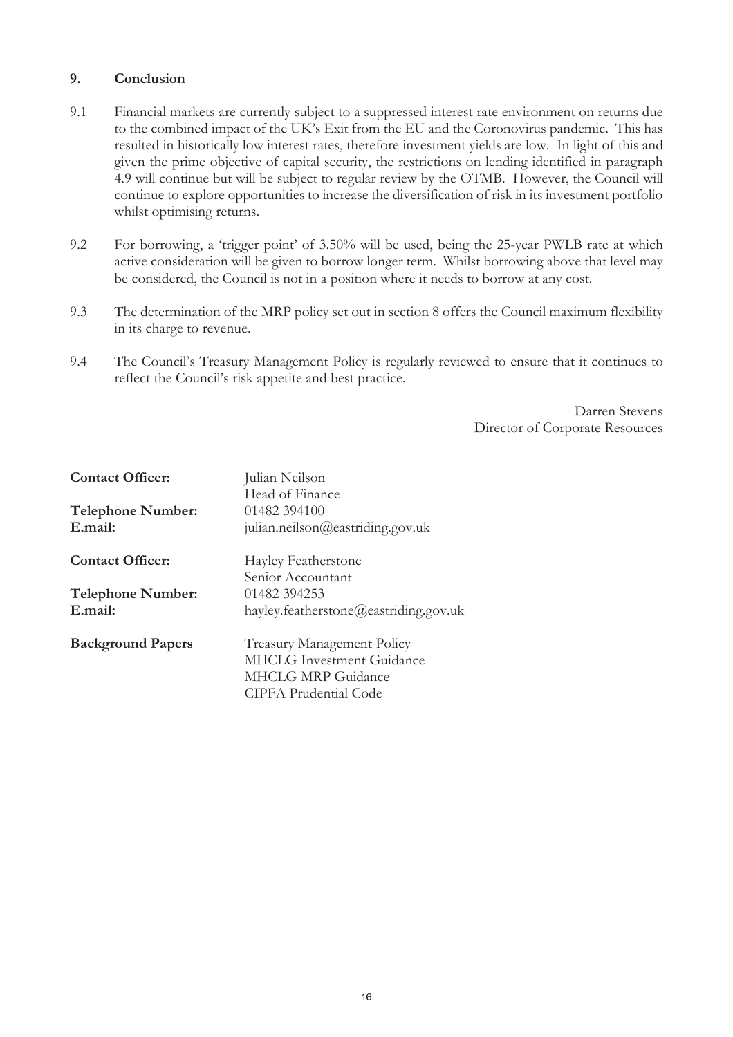## 9. Conclusion

9.1 Financial markets are currently subject to a suppressed interest rate environment on returns due to the combined impact of the UK's Exit from the EU and the Coronovirus pandemic. This has resulted in historically low interest rates, therefore investment yields are low. In light of this and given the prime objective of capital security, the restrictions on lending identified in paragraph 4.9 will continue but will be subject to regular review by the OTMB. However, the Council will continue to explore opportunities to increase the diversification of risk in its investment portfolio whilst optimising returns.

9.2 For borrowing, a 'trigger point' of 3.50% will be used, being the 25-year PWLB rate at which active consideration will be given to borrow longer term. Whilst borrowing above that level may be considered, the Council is not in a position where it needs to borrow at any cost.

9.3 The determination of the MRP policy set out in section 8 offers the Council maximum flexibility in its charge to revenue.

9.4 The Council's Treasury Management Policy is regularly reviewed to ensure that it continues to reflect the Council's risk appetite and best practice.

Darren Stevens
Director of Corporate Resources

**Contact Officer:** Julian Neilson
Head of Finance
**Telephone Number:** 01482 394100
**E.mail:** julian.neilson@eastriding.gov.uk

**Contact Officer:** Hayley Featherstone
Senior Accountant
**Telephone Number:** 01482 394253
**E.mail:** hayley.featherstone@eastriding.gov.uk

**Background Papers**
Treasury Management Policy
MHCLG Investment Guidance
MHCLG MRP Guidance
CIPFA Prudential Code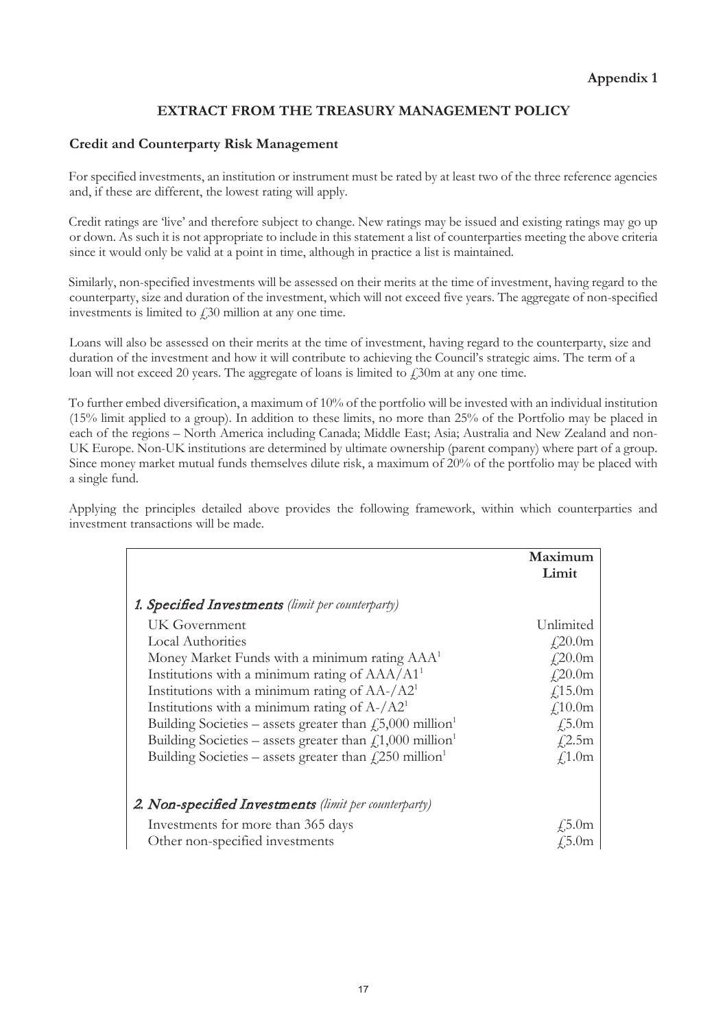**Appendix 1**

# EXTRACT FROM THE TREASURY MANAGEMENT POLICY

## Credit and Counterparty Risk Management

For specified investments, an institution or instrument must be rated by at least two of the three reference agencies and, if these are different, the lowest rating will apply.

Credit ratings are 'live' and therefore subject to change. New ratings may be issued and existing ratings may go up or down. As such it is not appropriate to include in this statement a list of counterparties meeting the above criteria since it would only be valid at a point in time, although in practice a list is maintained.

Similarly, non-specified investments will be assessed on their merits at the time of investment, having regard to the counterparty, size and duration of the investment, which will not exceed five years. The aggregate of non-specified investments is limited to £30 million at any one time.

Loans will also be assessed on their merits at the time of investment, having regard to the counterparty, size and duration of the investment and how it will contribute to achieving the Council's strategic aims. The term of a loan will not exceed 20 years. The aggregate of loans is limited to £30m at any one time.

To further embed diversification, a maximum of 10% of the portfolio will be invested with an individual institution (15% limit applied to a group). In addition to these limits, no more than 25% of the Portfolio may be placed in each of the regions – North America including Canada; Middle East; Asia; Australia and New Zealand and non-UK Europe. Non-UK institutions are determined by ultimate ownership (parent company) where part of a group. Since money market mutual funds themselves dilute risk, a maximum of 20% of the portfolio may be placed with a single fund.

Applying the principles detailed above provides the following framework, within which counterparties and investment transactions will be made.

| | **Maximum Limit** |
|---|---|
| ***1. Specified Investments*** *(limit per counterparty)* | |
| UK Government | Unlimited |
| Local Authorities | £20.0m |
| Money Market Funds with a minimum rating AAA[1] | £20.0m |
| Institutions with a minimum rating of AAA/A1[1] | £20.0m |
| Institutions with a minimum rating of AA-/A2[1] | £15.0m |
| Institutions with a minimum rating of A-/A2[1] | £10.0m |
| Building Societies – assets greater than £5,000 million[1] | £5.0m |
| Building Societies – assets greater than £1,000 million[1] | £2.5m |
| Building Societies – assets greater than £250 million[1] | £1.0m |
| ***2. Non-specified Investments*** *(limit per counterparty)* | |
| Investments for more than 365 days | £5.0m |
| Other non-specified investments | £5.0m |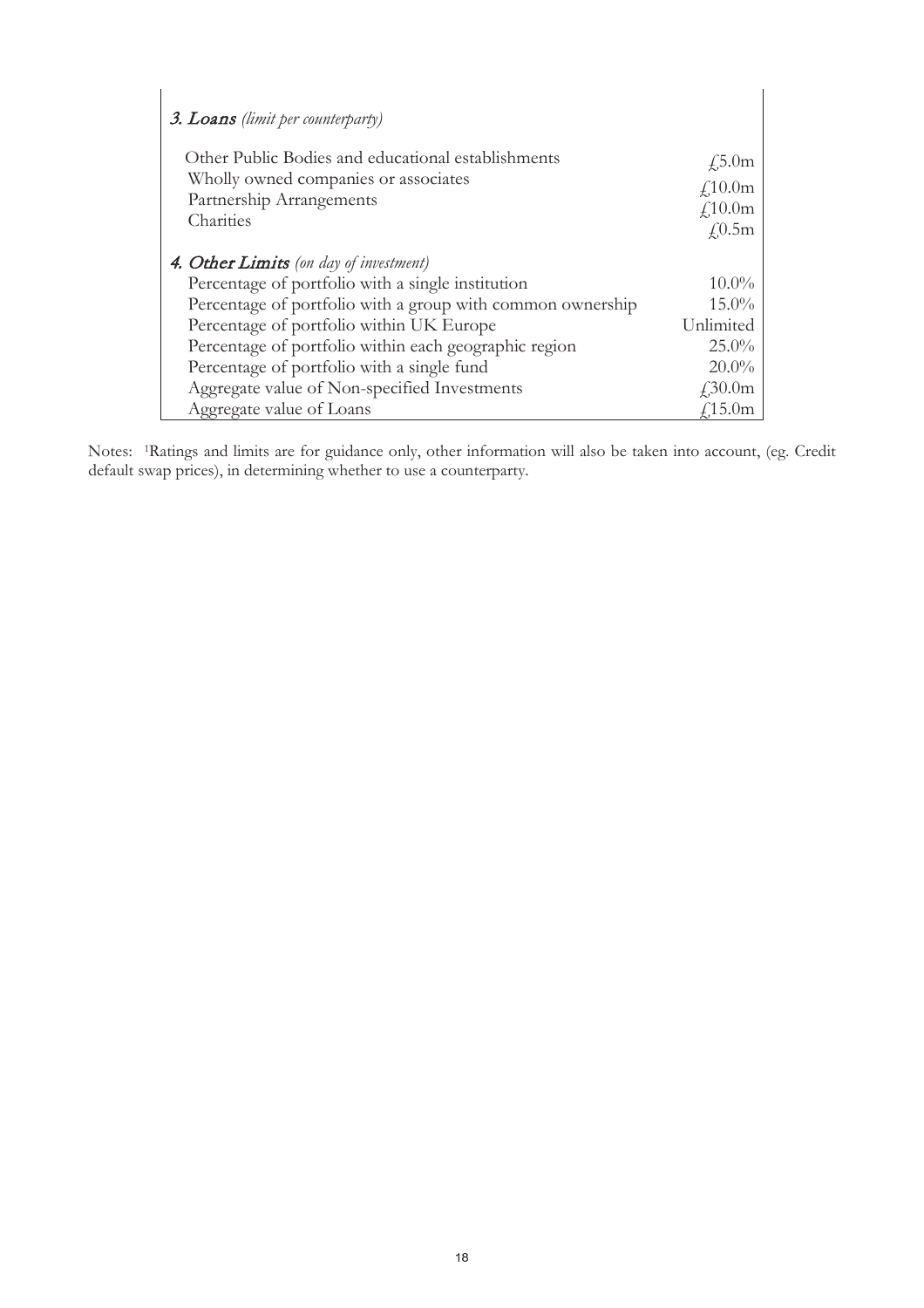| | |
|---|---|
| ***3. Loans*** *(limit per counterparty)* | |
| Other Public Bodies and educational establishments | £5.0m |
| Wholly owned companies or associates | £10.0m |
| Partnership Arrangements | £10.0m |
| Charities | £0.5m |
| ***4. Other Limits*** *(on day of investment)* | |
| Percentage of portfolio with a single institution | 10.0% |
| Percentage of portfolio with a group with common ownership | 15.0% |
| Percentage of portfolio within UK Europe | Unlimited |
| Percentage of portfolio within each geographic region | 25.0% |
| Percentage of portfolio with a single fund | 20.0% |
| Aggregate value of Non-specified Investments | £30.0m |
| Aggregate value of Loans | £15.0m |

Notes: [1]Ratings and limits are for guidance only, other information will also be taken into account, (eg. Credit default swap prices), in determining whether to use a counterparty.